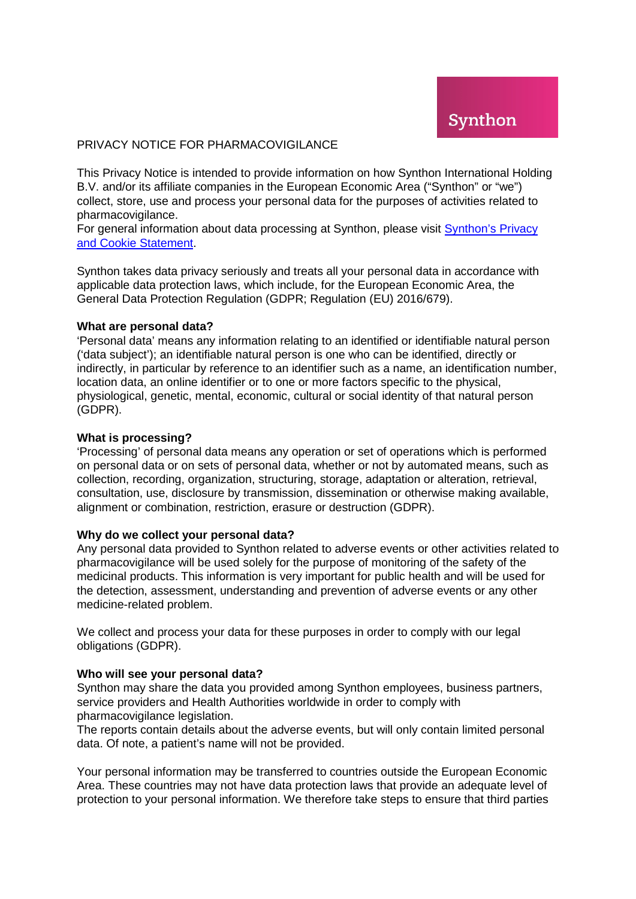Synthon

# PRIVACY NOTICE FOR PHARMACOVIGILANCE

This Privacy Notice is intended to provide information on how Synthon International Holding B.V. and/or its affiliate companies in the European Economic Area ("Synthon" or "we") collect, store, use and process your personal data for the purposes of activities related to pharmacovigilance.
For general information about data processing at Synthon, please visit [Synthon's Privacy and Cookie Statement](#).

Synthon takes data privacy seriously and treats all your personal data in accordance with applicable data protection laws, which include, for the European Economic Area, the General Data Protection Regulation (GDPR; Regulation (EU) 2016/679).

**What are personal data?**
'Personal data' means any information relating to an identified or identifiable natural person ('data subject'); an identifiable natural person is one who can be identified, directly or indirectly, in particular by reference to an identifier such as a name, an identification number, location data, an online identifier or to one or more factors specific to the physical, physiological, genetic, mental, economic, cultural or social identity of that natural person (GDPR).

**What is processing?**
'Processing' of personal data means any operation or set of operations which is performed on personal data or on sets of personal data, whether or not by automated means, such as collection, recording, organization, structuring, storage, adaptation or alteration, retrieval, consultation, use, disclosure by transmission, dissemination or otherwise making available, alignment or combination, restriction, erasure or destruction (GDPR).

**Why do we collect your personal data?**
Any personal data provided to Synthon related to adverse events or other activities related to pharmacovigilance will be used solely for the purpose of monitoring of the safety of the medicinal products. This information is very important for public health and will be used for the detection, assessment, understanding and prevention of adverse events or any other medicine-related problem.

We collect and process your data for these purposes in order to comply with our legal obligations (GDPR).

**Who will see your personal data?**
Synthon may share the data you provided among Synthon employees, business partners, service providers and Health Authorities worldwide in order to comply with pharmacovigilance legislation.
The reports contain details about the adverse events, but will only contain limited personal data. Of note, a patient's name will not be provided.

Your personal information may be transferred to countries outside the European Economic Area. These countries may not have data protection laws that provide an adequate level of protection to your personal information. We therefore take steps to ensure that third parties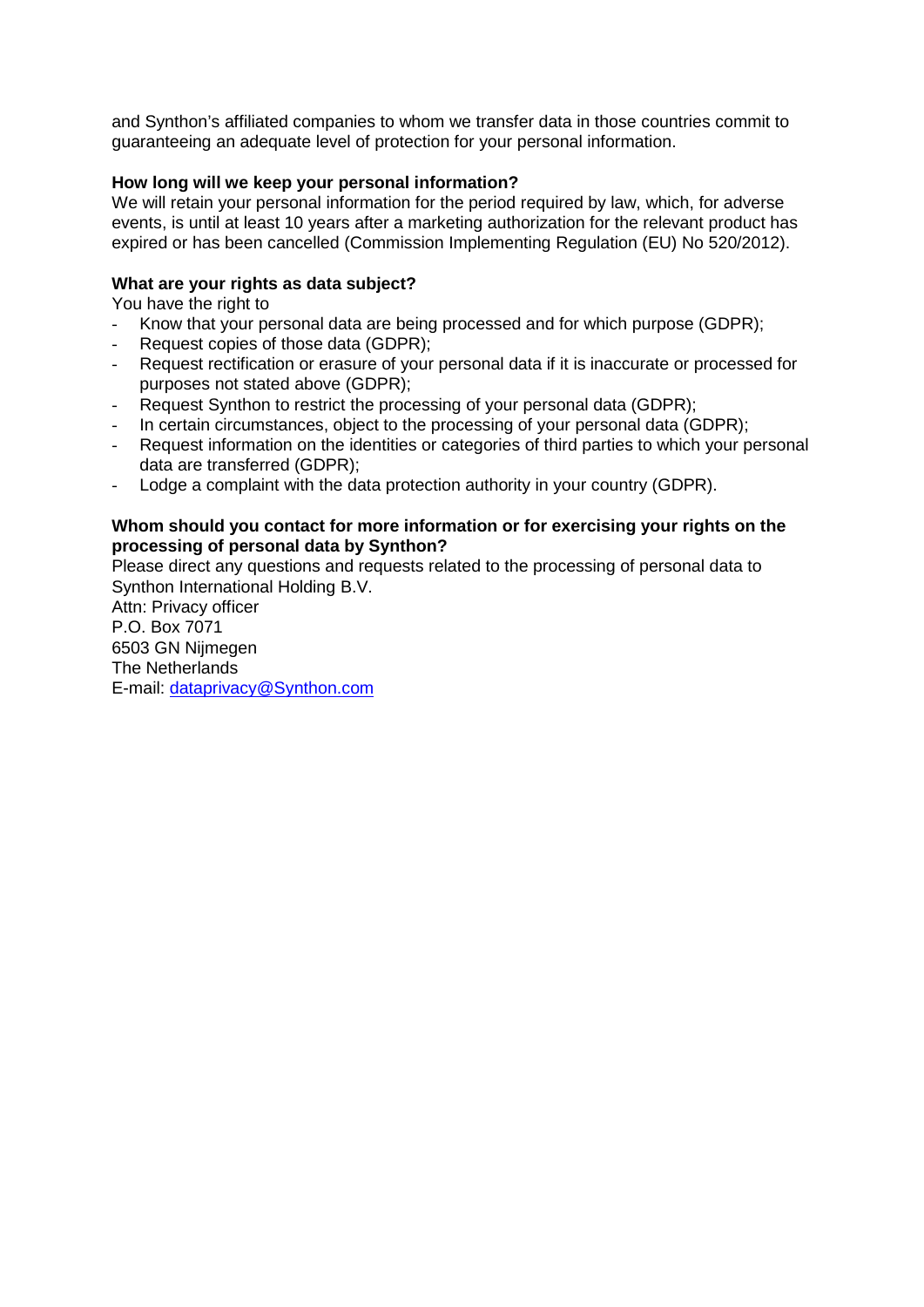and Synthon's affiliated companies to whom we transfer data in those countries commit to guaranteeing an adequate level of protection for your personal information.

**How long will we keep your personal information?**

We will retain your personal information for the period required by law, which, for adverse events, is until at least 10 years after a marketing authorization for the relevant product has expired or has been cancelled (Commission Implementing Regulation (EU) No 520/2012).

**What are your rights as data subject?**

You have the right to

- Know that your personal data are being processed and for which purpose (GDPR);
- Request copies of those data (GDPR);
- Request rectification or erasure of your personal data if it is inaccurate or processed for purposes not stated above (GDPR);
- Request Synthon to restrict the processing of your personal data (GDPR);
- In certain circumstances, object to the processing of your personal data (GDPR);
- Request information on the identities or categories of third parties to which your personal data are transferred (GDPR);
- Lodge a complaint with the data protection authority in your country (GDPR).

**Whom should you contact for more information or for exercising your rights on the processing of personal data by Synthon?**

Please direct any questions and requests related to the processing of personal data to Synthon International Holding B.V.
Attn: Privacy officer
P.O. Box 7071
6503 GN Nijmegen
The Netherlands
E-mail: dataprivacy@Synthon.com